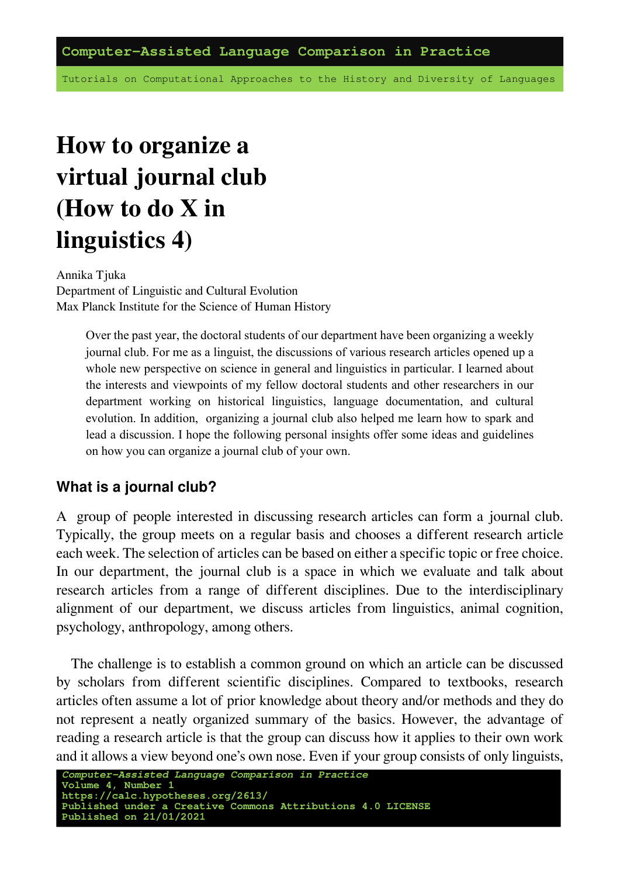# How to organize a virtual journal club (How to do X in linguistics 4)

Annika Tjuka
Department of Linguistic and Cultural Evolution
Max Planck Institute for the Science of Human History

> Over the past year, the doctoral students of our department have been organizing a weekly journal club. For me as a linguist, the discussions of various research articles opened up a whole new perspective on science in general and linguistics in particular. I learned about the interests and viewpoints of my fellow doctoral students and other researchers in our department working on historical linguistics, language documentation, and cultural evolution. In addition, organizing a journal club also helped me learn how to spark and lead a discussion. I hope the following personal insights offer some ideas and guidelines on how you can organize a journal club of your own.

## What is a journal club?

A group of people interested in discussing research articles can form a journal club. Typically, the group meets on a regular basis and chooses a different research article each week. The selection of articles can be based on either a specific topic or free choice. In our department, the journal club is a space in which we evaluate and talk about research articles from a range of different disciplines. Due to the interdisciplinary alignment of our department, we discuss articles from linguistics, animal cognition, psychology, anthropology, among others.

The challenge is to establish a common ground on which an article can be discussed by scholars from different scientific disciplines. Compared to textbooks, research articles often assume a lot of prior knowledge about theory and/or methods and they do not represent a neatly organized summary of the basics. However, the advantage of reading a research article is that the group can discuss how it applies to their own work and it allows a view beyond one's own nose. Even if your group consists of only linguists,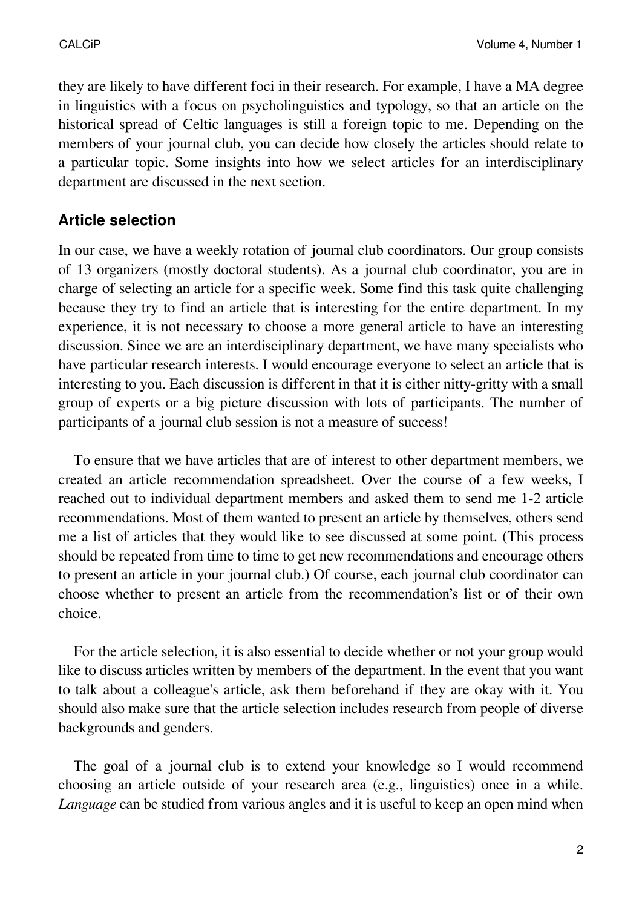they are likely to have different foci in their research. For example, I have a MA degree in linguistics with a focus on psycholinguistics and typology, so that an article on the historical spread of Celtic languages is still a foreign topic to me. Depending on the members of your journal club, you can decide how closely the articles should relate to a particular topic. Some insights into how we select articles for an interdisciplinary department are discussed in the next section.

## Article selection

In our case, we have a weekly rotation of journal club coordinators. Our group consists of 13 organizers (mostly doctoral students). As a journal club coordinator, you are in charge of selecting an article for a specific week. Some find this task quite challenging because they try to find an article that is interesting for the entire department. In my experience, it is not necessary to choose a more general article to have an interesting discussion. Since we are an interdisciplinary department, we have many specialists who have particular research interests. I would encourage everyone to select an article that is interesting to you. Each discussion is different in that it is either nitty-gritty with a small group of experts or a big picture discussion with lots of participants. The number of participants of a journal club session is not a measure of success!

To ensure that we have articles that are of interest to other department members, we created an article recommendation spreadsheet. Over the course of a few weeks, I reached out to individual department members and asked them to send me 1-2 article recommendations. Most of them wanted to present an article by themselves, others send me a list of articles that they would like to see discussed at some point. (This process should be repeated from time to time to get new recommendations and encourage others to present an article in your journal club.) Of course, each journal club coordinator can choose whether to present an article from the recommendation's list or of their own choice.

For the article selection, it is also essential to decide whether or not your group would like to discuss articles written by members of the department. In the event that you want to talk about a colleague's article, ask them beforehand if they are okay with it. You should also make sure that the article selection includes research from people of diverse backgrounds and genders.

The goal of a journal club is to extend your knowledge so I would recommend choosing an article outside of your research area (e.g., linguistics) once in a while. *Language* can be studied from various angles and it is useful to keep an open mind when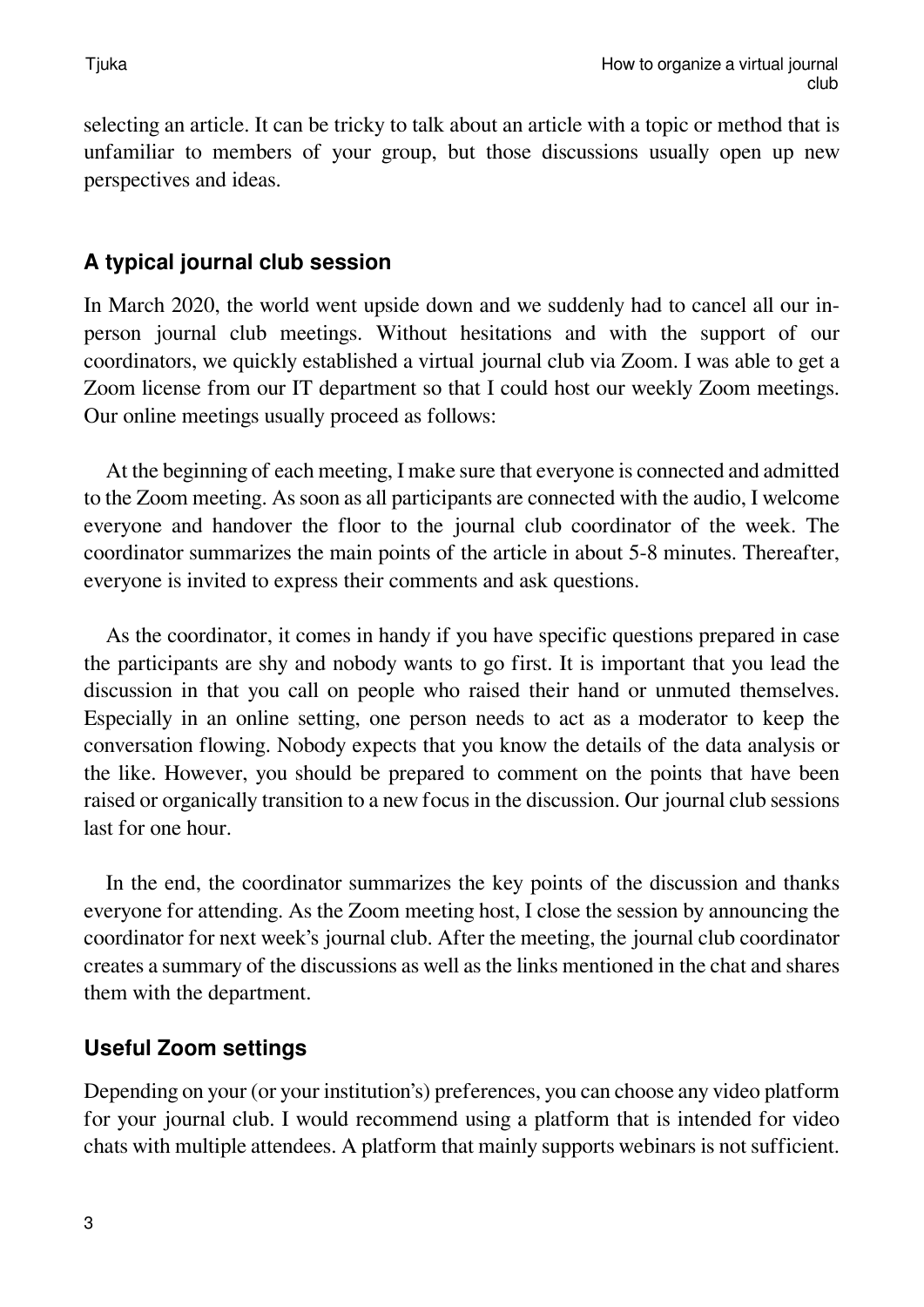selecting an article. It can be tricky to talk about an article with a topic or method that is unfamiliar to members of your group, but those discussions usually open up new perspectives and ideas.

## A typical journal club session

In March 2020, the world went upside down and we suddenly had to cancel all our in-person journal club meetings. Without hesitations and with the support of our coordinators, we quickly established a virtual journal club via Zoom. I was able to get a Zoom license from our IT department so that I could host our weekly Zoom meetings. Our online meetings usually proceed as follows:

At the beginning of each meeting, I make sure that everyone is connected and admitted to the Zoom meeting. As soon as all participants are connected with the audio, I welcome everyone and handover the floor to the journal club coordinator of the week. The coordinator summarizes the main points of the article in about 5-8 minutes. Thereafter, everyone is invited to express their comments and ask questions.

As the coordinator, it comes in handy if you have specific questions prepared in case the participants are shy and nobody wants to go first. It is important that you lead the discussion in that you call on people who raised their hand or unmuted themselves. Especially in an online setting, one person needs to act as a moderator to keep the conversation flowing. Nobody expects that you know the details of the data analysis or the like. However, you should be prepared to comment on the points that have been raised or organically transition to a new focus in the discussion. Our journal club sessions last for one hour.

In the end, the coordinator summarizes the key points of the discussion and thanks everyone for attending. As the Zoom meeting host, I close the session by announcing the coordinator for next week's journal club. After the meeting, the journal club coordinator creates a summary of the discussions as well as the links mentioned in the chat and shares them with the department.

## Useful Zoom settings

Depending on your (or your institution's) preferences, you can choose any video platform for your journal club. I would recommend using a platform that is intended for video chats with multiple attendees. A platform that mainly supports webinars is not sufficient.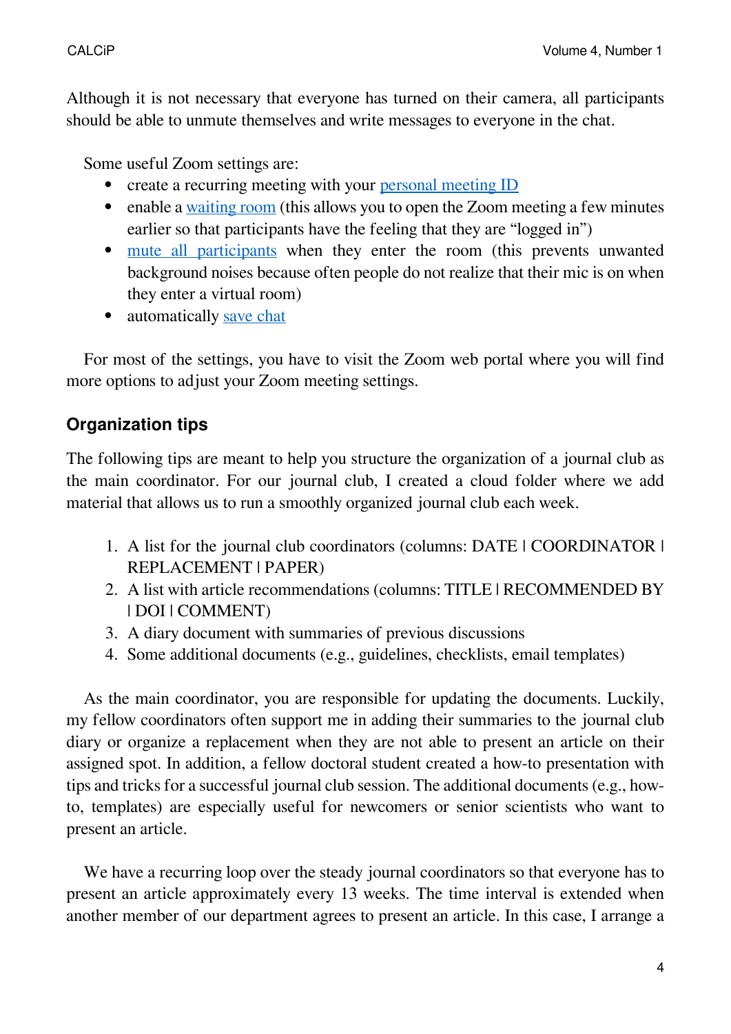Although it is not necessary that everyone has turned on their camera, all participants should be able to unmute themselves and write messages to everyone in the chat.

Some useful Zoom settings are:

- create a recurring meeting with your [personal meeting ID]
- enable a [waiting room] (this allows you to open the Zoom meeting a few minutes earlier so that participants have the feeling that they are "logged in")
- [mute all participants] when they enter the room (this prevents unwanted background noises because often people do not realize that their mic is on when they enter a virtual room)
- automatically [save chat]

For most of the settings, you have to visit the Zoom web portal where you will find more options to adjust your Zoom meeting settings.

## Organization tips

The following tips are meant to help you structure the organization of a journal club as the main coordinator. For our journal club, I created a cloud folder where we add material that allows us to run a smoothly organized journal club each week.

1. A list for the journal club coordinators (columns: DATE | COORDINATOR | REPLACEMENT | PAPER)
2. A list with article recommendations (columns: TITLE | RECOMMENDED BY | DOI | COMMENT)
3. A diary document with summaries of previous discussions
4. Some additional documents (e.g., guidelines, checklists, email templates)

As the main coordinator, you are responsible for updating the documents. Luckily, my fellow coordinators often support me in adding their summaries to the journal club diary or organize a replacement when they are not able to present an article on their assigned spot. In addition, a fellow doctoral student created a how-to presentation with tips and tricks for a successful journal club session. The additional documents (e.g., how-to, templates) are especially useful for newcomers or senior scientists who want to present an article.

We have a recurring loop over the steady journal coordinators so that everyone has to present an article approximately every 13 weeks. The time interval is extended when another member of our department agrees to present an article. In this case, I arrange a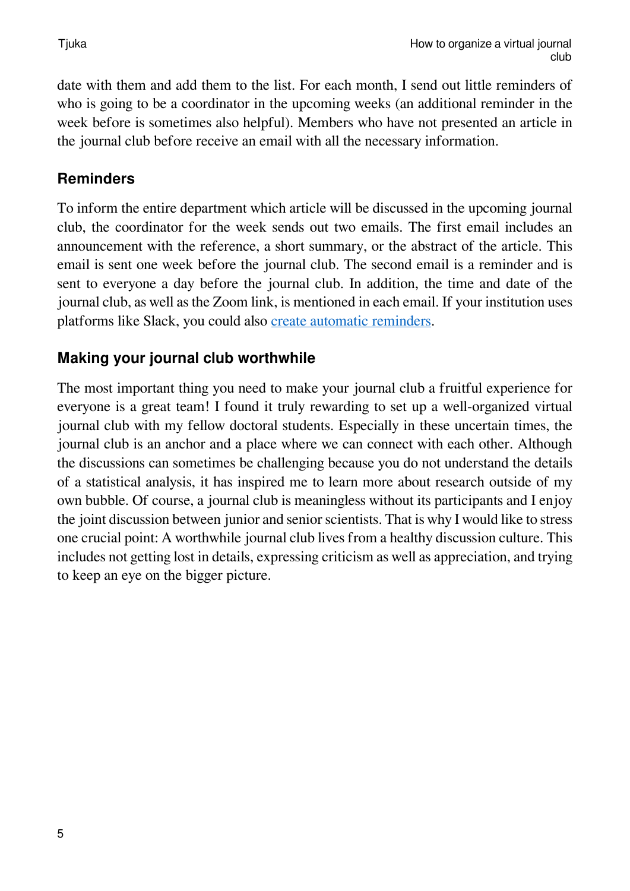date with them and add them to the list. For each month, I send out little reminders of who is going to be a coordinator in the upcoming weeks (an additional reminder in the week before is sometimes also helpful). Members who have not presented an article in the journal club before receive an email with all the necessary information.

## Reminders

To inform the entire department which article will be discussed in the upcoming journal club, the coordinator for the week sends out two emails. The first email includes an announcement with the reference, a short summary, or the abstract of the article. This email is sent one week before the journal club. The second email is a reminder and is sent to everyone a day before the journal club. In addition, the time and date of the journal club, as well as the Zoom link, is mentioned in each email. If your institution uses platforms like Slack, you could also create automatic reminders.

## Making your journal club worthwhile

The most important thing you need to make your journal club a fruitful experience for everyone is a great team! I found it truly rewarding to set up a well-organized virtual journal club with my fellow doctoral students. Especially in these uncertain times, the journal club is an anchor and a place where we can connect with each other. Although the discussions can sometimes be challenging because you do not understand the details of a statistical analysis, it has inspired me to learn more about research outside of my own bubble. Of course, a journal club is meaningless without its participants and I enjoy the joint discussion between junior and senior scientists. That is why I would like to stress one crucial point: A worthwhile journal club lives from a healthy discussion culture. This includes not getting lost in details, expressing criticism as well as appreciation, and trying to keep an eye on the bigger picture.